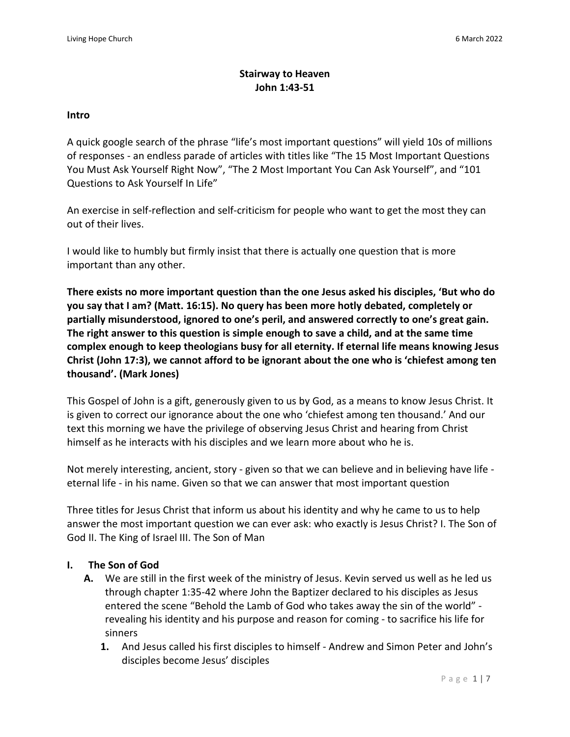# Stairway to Heaven
## John 1:43-51

**Intro**

A quick google search of the phrase "life's most important questions" will yield 10s of millions of responses - an endless parade of articles with titles like "The 15 Most Important Questions You Must Ask Yourself Right Now", "The 2 Most Important You Can Ask Yourself", and "101 Questions to Ask Yourself In Life"

An exercise in self-reflection and self-criticism for people who want to get the most they can out of their lives.

I would like to humbly but firmly insist that there is actually one question that is more important than any other.

**There exists no more important question than the one Jesus asked his disciples, 'But who do you say that I am? (Matt. 16:15). No query has been more hotly debated, completely or partially misunderstood, ignored to one's peril, and answered correctly to one's great gain. The right answer to this question is simple enough to save a child, and at the same time complex enough to keep theologians busy for all eternity. If eternal life means knowing Jesus Christ (John 17:3), we cannot afford to be ignorant about the one who is 'chiefest among ten thousand'. (Mark Jones)**

This Gospel of John is a gift, generously given to us by God, as a means to know Jesus Christ. It is given to correct our ignorance about the one who 'chiefest among ten thousand.' And our text this morning we have the privilege of observing Jesus Christ and hearing from Christ himself as he interacts with his disciples and we learn more about who he is.

Not merely interesting, ancient, story - given so that we can believe and in believing have life - eternal life - in his name. Given so that we can answer that most important question

Three titles for Jesus Christ that inform us about his identity and why he came to us to help answer the most important question we can ever ask: who exactly is Jesus Christ? I. The Son of God II. The King of Israel III. The Son of Man

**I. The Son of God**

- **A.** We are still in the first week of the ministry of Jesus. Kevin served us well as he led us through chapter 1:35-42 where John the Baptizer declared to his disciples as Jesus entered the scene "Behold the Lamb of God who takes away the sin of the world" - revealing his identity and his purpose and reason for coming - to sacrifice his life for sinners
  - **1.** And Jesus called his first disciples to himself - Andrew and Simon Peter and John's disciples become Jesus' disciples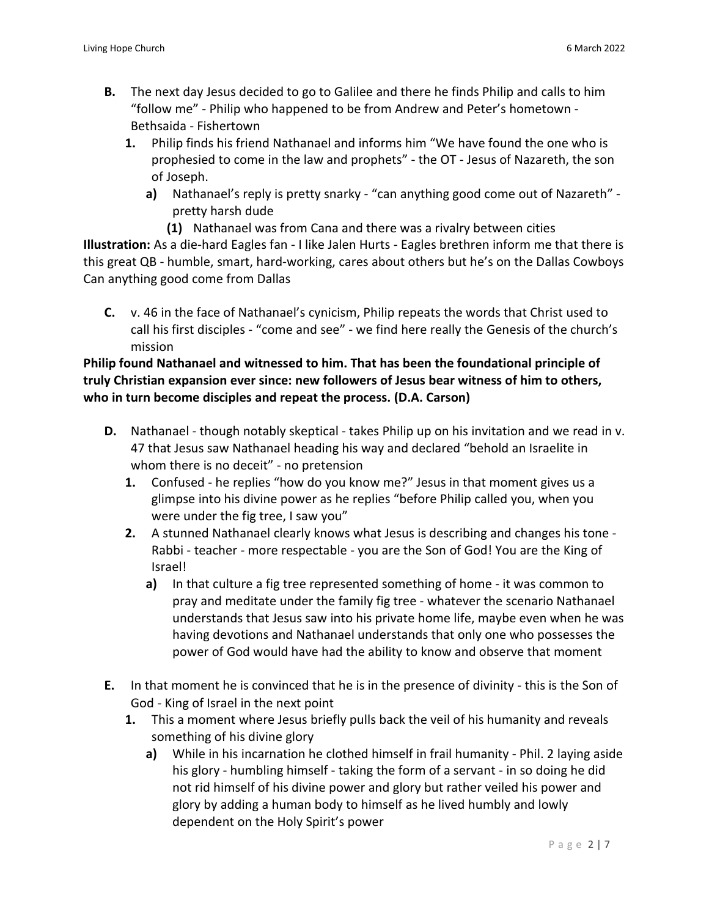- **B.** The next day Jesus decided to go to Galilee and there he finds Philip and calls to him "follow me" - Philip who happened to be from Andrew and Peter's hometown - Bethsaida - Fishertown
    - **1.** Philip finds his friend Nathanael and informs him "We have found the one who is prophesied to come in the law and prophets" - the OT - Jesus of Nazareth, the son of Joseph.
        - **a)** Nathanael's reply is pretty snarky - "can anything good come out of Nazareth" - pretty harsh dude
            - **(1)** Nathanael was from Cana and there was a rivalry between cities

**Illustration:** As a die-hard Eagles fan - I like Jalen Hurts - Eagles brethren inform me that there is this great QB - humble, smart, hard-working, cares about others but he's on the Dallas Cowboys Can anything good come from Dallas

- **C.** v. 46 in the face of Nathanael's cynicism, Philip repeats the words that Christ used to call his first disciples - "come and see" - we find here really the Genesis of the church's mission

**Philip found Nathanael and witnessed to him. That has been the foundational principle of truly Christian expansion ever since: new followers of Jesus bear witness of him to others, who in turn become disciples and repeat the process. (D.A. Carson)**

- **D.** Nathanael - though notably skeptical - takes Philip up on his invitation and we read in v. 47 that Jesus saw Nathanael heading his way and declared "behold an Israelite in whom there is no deceit" - no pretension
    - **1.** Confused - he replies "how do you know me?" Jesus in that moment gives us a glimpse into his divine power as he replies "before Philip called you, when you were under the fig tree, I saw you"
    - **2.** A stunned Nathanael clearly knows what Jesus is describing and changes his tone - Rabbi - teacher - more respectable - you are the Son of God! You are the King of Israel!
        - **a)** In that culture a fig tree represented something of home - it was common to pray and meditate under the family fig tree - whatever the scenario Nathanael understands that Jesus saw into his private home life, maybe even when he was having devotions and Nathanael understands that only one who possesses the power of God would have had the ability to know and observe that moment
- **E.** In that moment he is convinced that he is in the presence of divinity - this is the Son of God - King of Israel in the next point
    - **1.** This a moment where Jesus briefly pulls back the veil of his humanity and reveals something of his divine glory
        - **a)** While in his incarnation he clothed himself in frail humanity - Phil. 2 laying aside his glory - humbling himself - taking the form of a servant - in so doing he did not rid himself of his divine power and glory but rather veiled his power and glory by adding a human body to himself as he lived humbly and lowly dependent on the Holy Spirit's power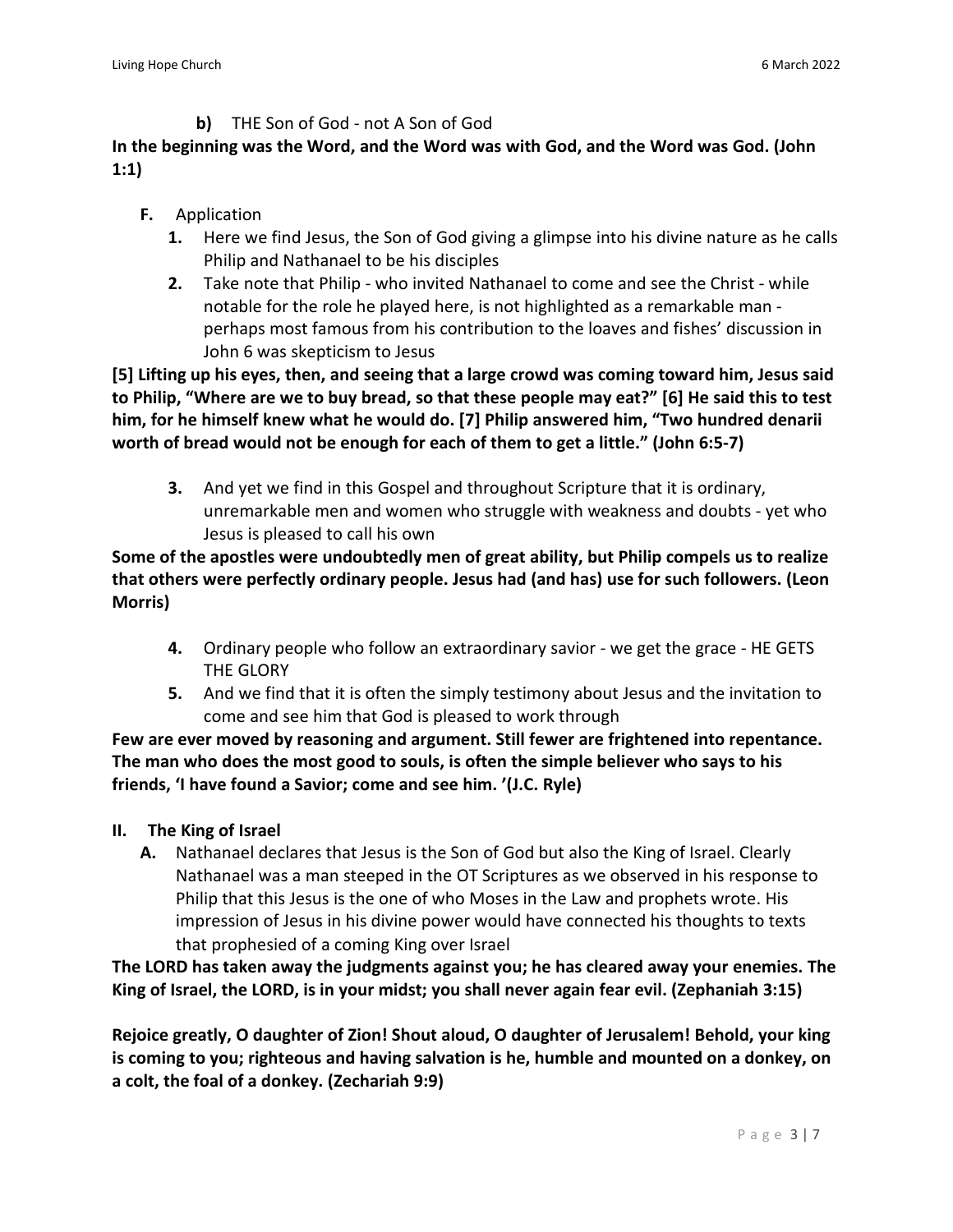**b)** THE Son of God - not A Son of God

**In the beginning was the Word, and the Word was with God, and the Word was God. (John 1:1)**

**F.** Application

1. Here we find Jesus, the Son of God giving a glimpse into his divine nature as he calls Philip and Nathanael to be his disciples
2. Take note that Philip - who invited Nathanael to come and see the Christ - while notable for the role he played here, is not highlighted as a remarkable man - perhaps most famous from his contribution to the loaves and fishes' discussion in John 6 was skepticism to Jesus

**[5] Lifting up his eyes, then, and seeing that a large crowd was coming toward him, Jesus said to Philip, "Where are we to buy bread, so that these people may eat?" [6] He said this to test him, for he himself knew what he would do. [7] Philip answered him, "Two hundred denarii worth of bread would not be enough for each of them to get a little." (John 6:5-7)**

3. And yet we find in this Gospel and throughout Scripture that it is ordinary, unremarkable men and women who struggle with weakness and doubts - yet who Jesus is pleased to call his own

**Some of the apostles were undoubtedly men of great ability, but Philip compels us to realize that others were perfectly ordinary people. Jesus had (and has) use for such followers. (Leon Morris)**

4. Ordinary people who follow an extraordinary savior - we get the grace - HE GETS THE GLORY
5. And we find that it is often the simply testimony about Jesus and the invitation to come and see him that God is pleased to work through

**Few are ever moved by reasoning and argument. Still fewer are frightened into repentance. The man who does the most good to souls, is often the simple believer who says to his friends, 'I have found a Savior; come and see him. '(J.C. Ryle)**

## II. The King of Israel

**A.** Nathanael declares that Jesus is the Son of God but also the King of Israel. Clearly Nathanael was a man steeped in the OT Scriptures as we observed in his response to Philip that this Jesus is the one of who Moses in the Law and prophets wrote. His impression of Jesus in his divine power would have connected his thoughts to texts that prophesied of a coming King over Israel

**The LORD has taken away the judgments against you; he has cleared away your enemies. The King of Israel, the LORD, is in your midst; you shall never again fear evil. (Zephaniah 3:15)**

**Rejoice greatly, O daughter of Zion! Shout aloud, O daughter of Jerusalem! Behold, your king is coming to you; righteous and having salvation is he, humble and mounted on a donkey, on a colt, the foal of a donkey. (Zechariah 9:9)**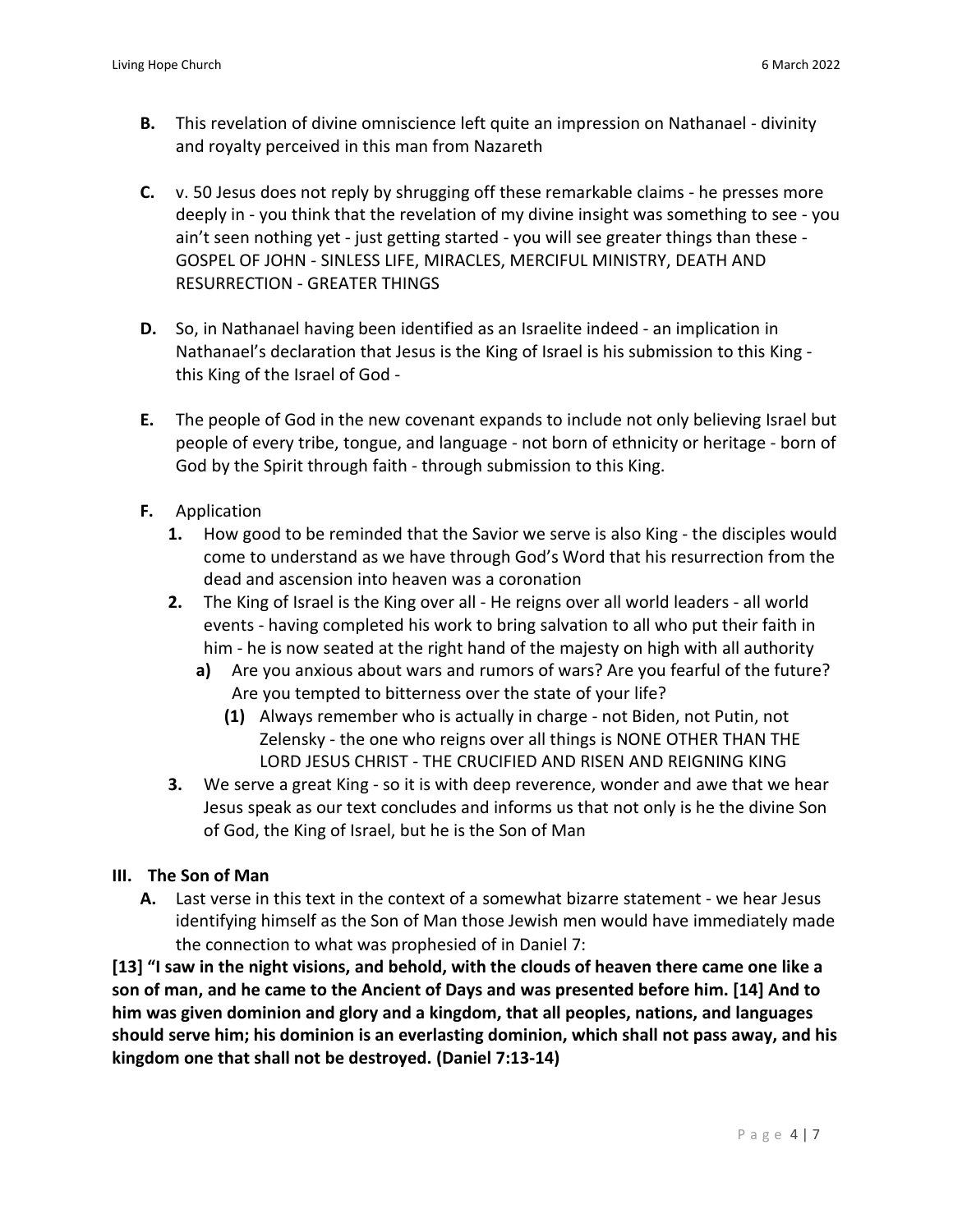**B.** This revelation of divine omniscience left quite an impression on Nathanael - divinity and royalty perceived in this man from Nazareth

**C.** v. 50 Jesus does not reply by shrugging off these remarkable claims - he presses more deeply in - you think that the revelation of my divine insight was something to see - you ain't seen nothing yet - just getting started - you will see greater things than these - GOSPEL OF JOHN - SINLESS LIFE, MIRACLES, MERCIFUL MINISTRY, DEATH AND RESURRECTION - GREATER THINGS

**D.** So, in Nathanael having been identified as an Israelite indeed - an implication in Nathanael's declaration that Jesus is the King of Israel is his submission to this King - this King of the Israel of God -

**E.** The people of God in the new covenant expands to include not only believing Israel but people of every tribe, tongue, and language - not born of ethnicity or heritage - born of God by the Spirit through faith - through submission to this King.

**F.** Application

1. How good to be reminded that the Savior we serve is also King - the disciples would come to understand as we have through God's Word that his resurrection from the dead and ascension into heaven was a coronation
2. The King of Israel is the King over all - He reigns over all world leaders - all world events - having completed his work to bring salvation to all who put their faith in him - he is now seated at the right hand of the majesty on high with all authority
   - **a)** Are you anxious about wars and rumors of wars? Are you fearful of the future? Are you tempted to bitterness over the state of your life?
     - **(1)** Always remember who is actually in charge - not Biden, not Putin, not Zelensky - the one who reigns over all things is NONE OTHER THAN THE LORD JESUS CHRIST - THE CRUCIFIED AND RISEN AND REIGNING KING
3. We serve a great King - so it is with deep reverence, wonder and awe that we hear Jesus speak as our text concludes and informs us that not only is he the divine Son of God, the King of Israel, but he is the Son of Man

## III. The Son of Man

**A.** Last verse in this text in the context of a somewhat bizarre statement - we hear Jesus identifying himself as the Son of Man those Jewish men would have immediately made the connection to what was prophesied of in Daniel 7:

**[13] "I saw in the night visions, and behold, with the clouds of heaven there came one like a son of man, and he came to the Ancient of Days and was presented before him. [14] And to him was given dominion and glory and a kingdom, that all peoples, nations, and languages should serve him; his dominion is an everlasting dominion, which shall not pass away, and his kingdom one that shall not be destroyed. (Daniel 7:13-14)**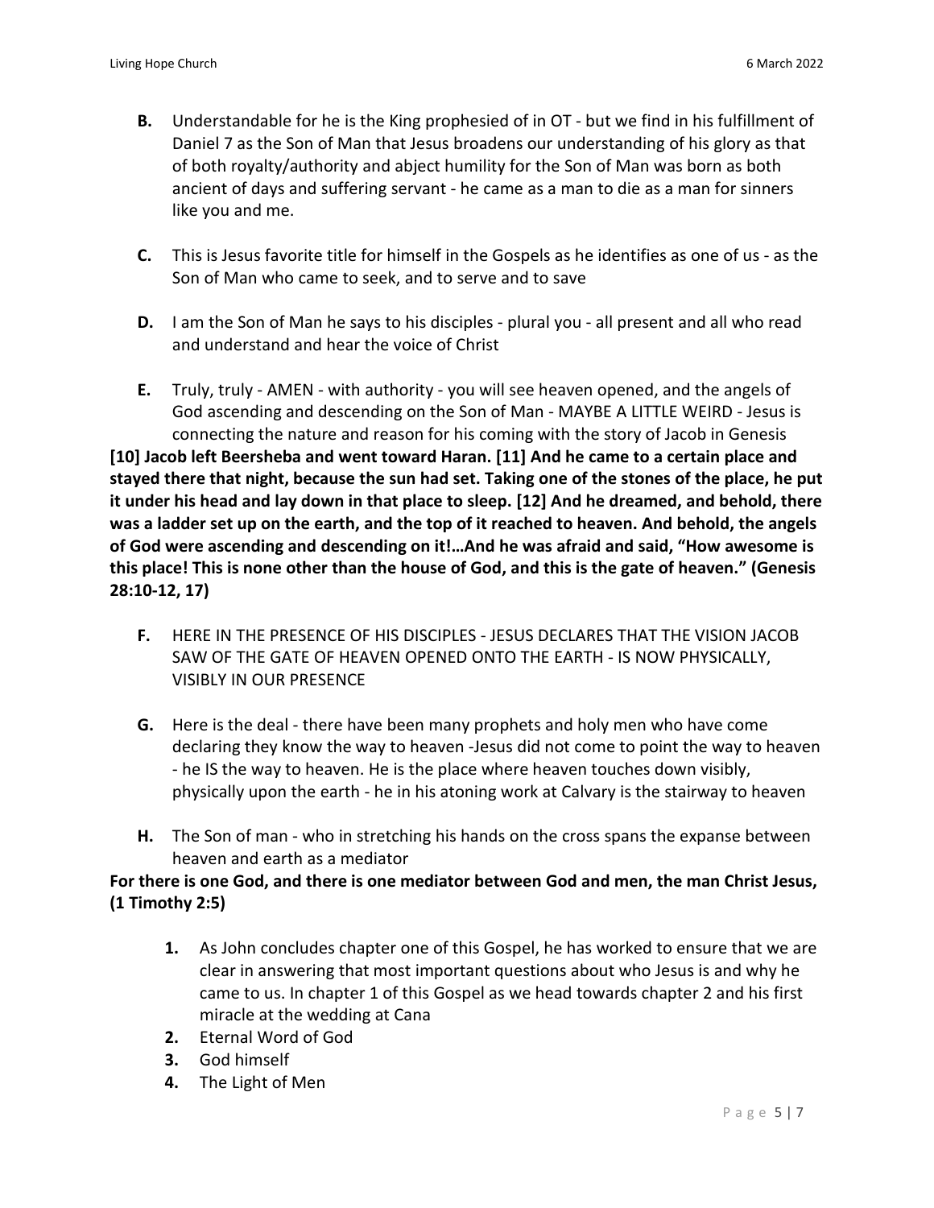B. Understandable for he is the King prophesied of in OT - but we find in his fulfillment of Daniel 7 as the Son of Man that Jesus broadens our understanding of his glory as that of both royalty/authority and abject humility for the Son of Man was born as both ancient of days and suffering servant - he came as a man to die as a man for sinners like you and me.

C. This is Jesus favorite title for himself in the Gospels as he identifies as one of us - as the Son of Man who came to seek, and to serve and to save

D. I am the Son of Man he says to his disciples - plural you - all present and all who read and understand and hear the voice of Christ

E. Truly, truly - AMEN - with authority - you will see heaven opened, and the angels of God ascending and descending on the Son of Man - MAYBE A LITTLE WEIRD - Jesus is connecting the nature and reason for his coming with the story of Jacob in Genesis

**[10] Jacob left Beersheba and went toward Haran. [11] And he came to a certain place and stayed there that night, because the sun had set. Taking one of the stones of the place, he put it under his head and lay down in that place to sleep. [12] And he dreamed, and behold, there was a ladder set up on the earth, and the top of it reached to heaven. And behold, the angels of God were ascending and descending on it!…And he was afraid and said, "How awesome is this place! This is none other than the house of God, and this is the gate of heaven." (Genesis 28:10-12, 17)**

F. HERE IN THE PRESENCE OF HIS DISCIPLES - JESUS DECLARES THAT THE VISION JACOB SAW OF THE GATE OF HEAVEN OPENED ONTO THE EARTH - IS NOW PHYSICALLY, VISIBLY IN OUR PRESENCE

G. Here is the deal - there have been many prophets and holy men who have come declaring they know the way to heaven -Jesus did not come to point the way to heaven - he IS the way to heaven. He is the place where heaven touches down visibly, physically upon the earth - he in his atoning work at Calvary is the stairway to heaven

H. The Son of man - who in stretching his hands on the cross spans the expanse between heaven and earth as a mediator

**For there is one God, and there is one mediator between God and men, the man Christ Jesus, (1 Timothy 2:5)**

1. As John concludes chapter one of this Gospel, he has worked to ensure that we are clear in answering that most important questions about who Jesus is and why he came to us. In chapter 1 of this Gospel as we head towards chapter 2 and his first miracle at the wedding at Cana
2. Eternal Word of God
3. God himself
4. The Light of Men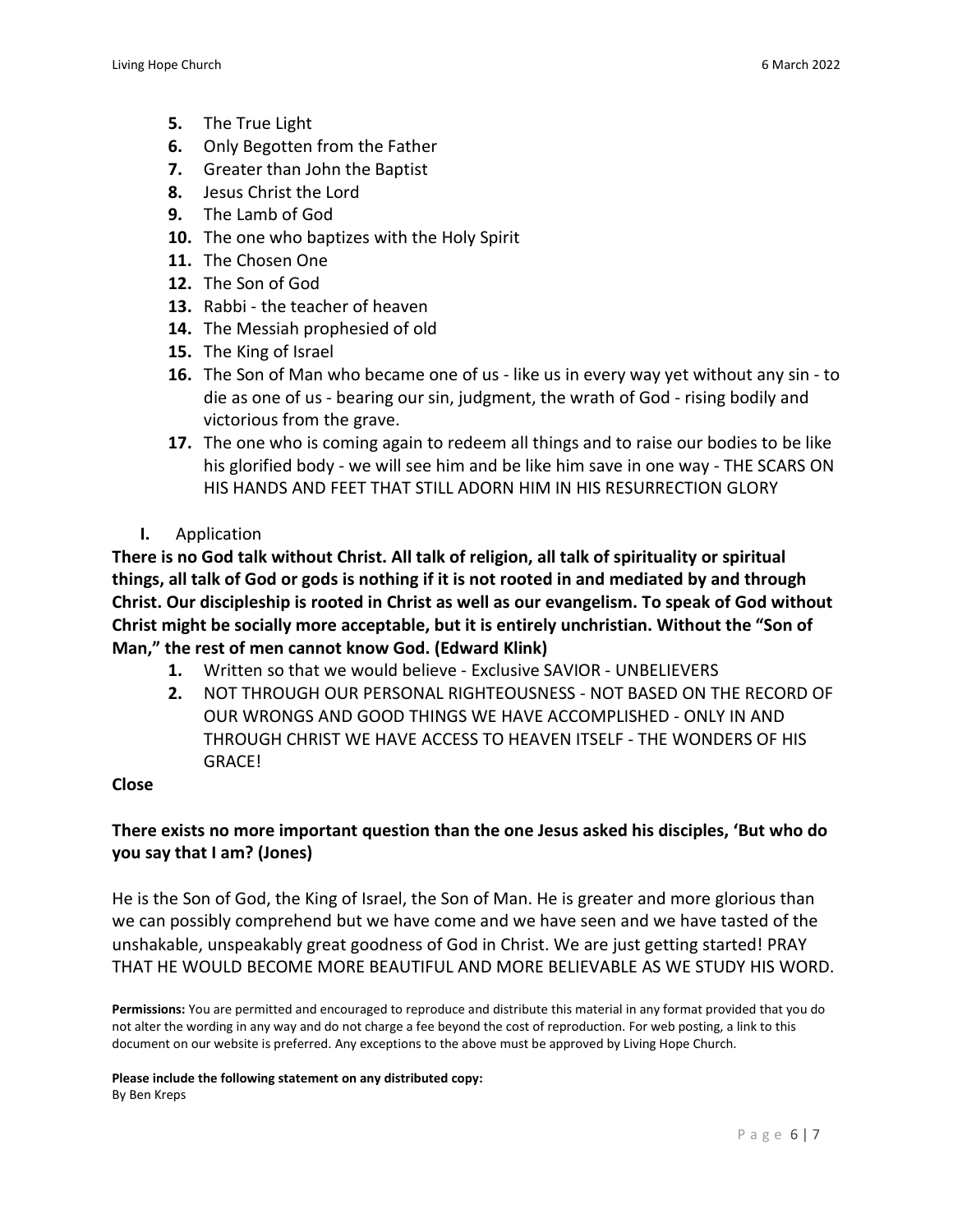5. The True Light
6. Only Begotten from the Father
7. Greater than John the Baptist
8. Jesus Christ the Lord
9. The Lamb of God
10. The one who baptizes with the Holy Spirit
11. The Chosen One
12. The Son of God
13. Rabbi - the teacher of heaven
14. The Messiah prophesied of old
15. The King of Israel
16. The Son of Man who became one of us - like us in every way yet without any sin - to die as one of us - bearing our sin, judgment, the wrath of God - rising bodily and victorious from the grave.
17. The one who is coming again to redeem all things and to raise our bodies to be like his glorified body - we will see him and be like him save in one way - THE SCARS ON HIS HANDS AND FEET THAT STILL ADORN HIM IN HIS RESURRECTION GLORY

I. Application

**There is no God talk without Christ. All talk of religion, all talk of spirituality or spiritual things, all talk of God or gods is nothing if it is not rooted in and mediated by and through Christ. Our discipleship is rooted in Christ as well as our evangelism. To speak of God without Christ might be socially more acceptable, but it is entirely unchristian. Without the "Son of Man," the rest of men cannot know God. (Edward Klink)**

1. Written so that we would believe - Exclusive SAVIOR - UNBELIEVERS
2. NOT THROUGH OUR PERSONAL RIGHTEOUSNESS - NOT BASED ON THE RECORD OF OUR WRONGS AND GOOD THINGS WE HAVE ACCOMPLISHED - ONLY IN AND THROUGH CHRIST WE HAVE ACCESS TO HEAVEN ITSELF - THE WONDERS OF HIS GRACE!

**Close**

**There exists no more important question than the one Jesus asked his disciples, 'But who do you say that I am? (Jones)**

He is the Son of God, the King of Israel, the Son of Man. He is greater and more glorious than we can possibly comprehend but we have come and we have seen and we have tasted of the unshakable, unspeakably great goodness of God in Christ. We are just getting started! PRAY THAT HE WOULD BECOME MORE BEAUTIFUL AND MORE BELIEVABLE AS WE STUDY HIS WORD.

**Permissions:** You are permitted and encouraged to reproduce and distribute this material in any format provided that you do not alter the wording in any way and do not charge a fee beyond the cost of reproduction. For web posting, a link to this document on our website is preferred. Any exceptions to the above must be approved by Living Hope Church.

**Please include the following statement on any distributed copy:**
By Ben Kreps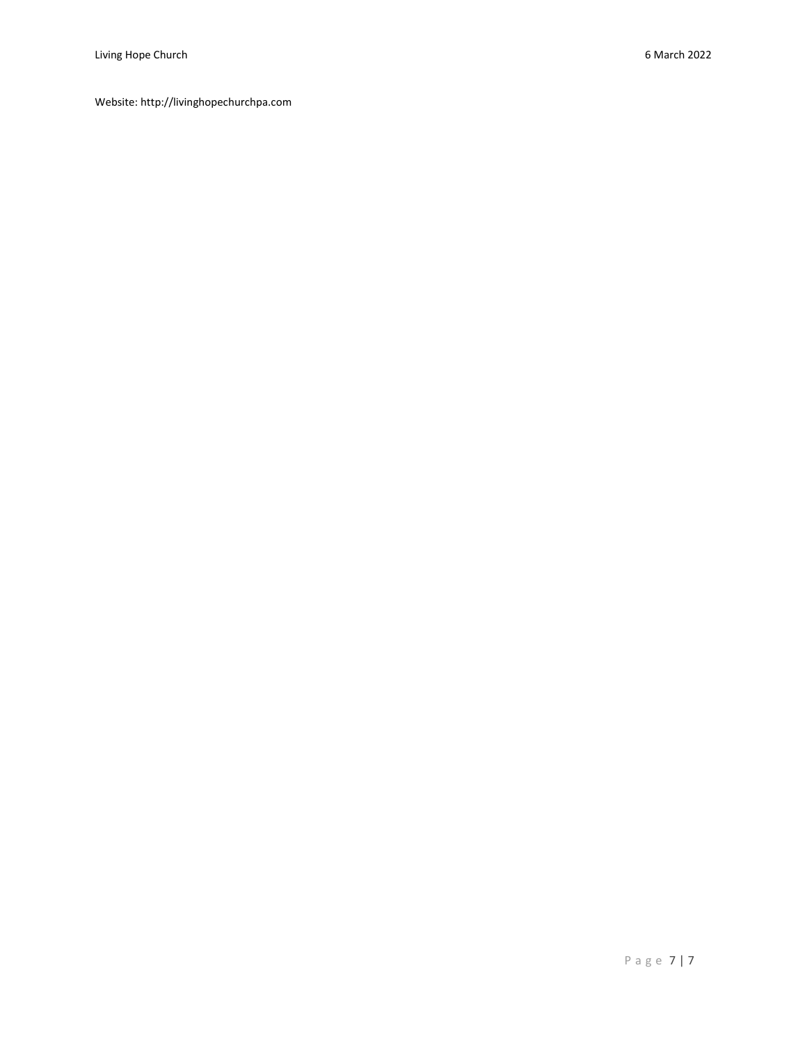Website: http://livinghopechurchpa.com